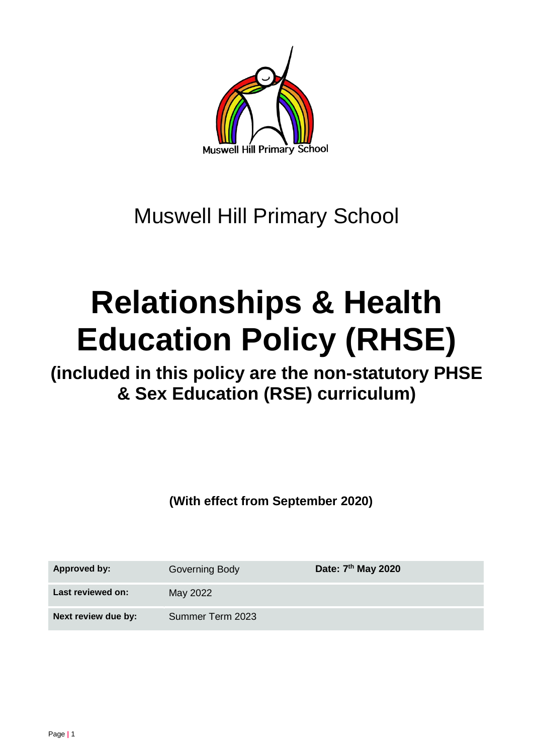Muswell Hill Primary School

# Relationships & Health Education Policy (RHSE)

## (included in this policy are the non-statutory PHSE & Sex Education (RSE) curriculum)

**(With effect from September 2020)**

| **Approved by:** | Governing Body | **Date: 7th May 2020** |
|---|---|---|
| **Last reviewed on:** | May 2022 | |
| **Next review due by:** | Summer Term 2023 | |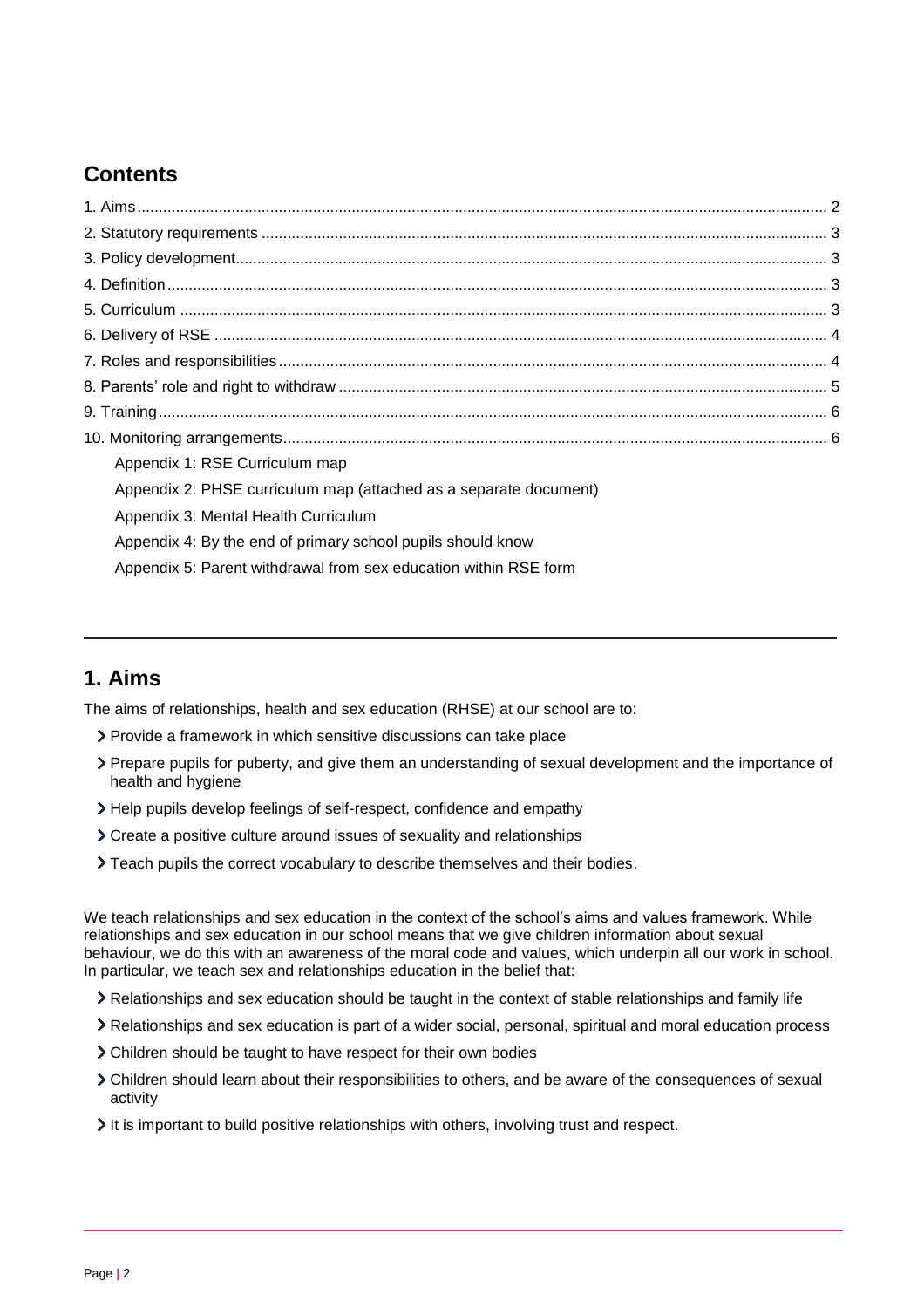## Contents

1. Aims .......... 2
2. Statutory requirements .......... 3
3. Policy development .......... 3
4. Definition .......... 3
5. Curriculum .......... 3
6. Delivery of RSE .......... 4
7. Roles and responsibilities .......... 4
8. Parents' role and right to withdraw .......... 5
9. Training .......... 6
10. Monitoring arrangements .......... 6

Appendix 1: RSE Curriculum map

Appendix 2: PHSE curriculum map (attached as a separate document)

Appendix 3: Mental Health Curriculum

Appendix 4: By the end of primary school pupils should know

Appendix 5: Parent withdrawal from sex education within RSE form

---

## 1. Aims

The aims of relationships, health and sex education (RHSE) at our school are to:

- Provide a framework in which sensitive discussions can take place
- Prepare pupils for puberty, and give them an understanding of sexual development and the importance of health and hygiene
- Help pupils develop feelings of self-respect, confidence and empathy
- Create a positive culture around issues of sexuality and relationships
- Teach pupils the correct vocabulary to describe themselves and their bodies.

We teach relationships and sex education in the context of the school's aims and values framework. While relationships and sex education in our school means that we give children information about sexual behaviour, we do this with an awareness of the moral code and values, which underpin all our work in school. In particular, we teach sex and relationships education in the belief that:

- Relationships and sex education should be taught in the context of stable relationships and family life
- Relationships and sex education is part of a wider social, personal, spiritual and moral education process
- Children should be taught to have respect for their own bodies
- Children should learn about their responsibilities to others, and be aware of the consequences of sexual activity
- It is important to build positive relationships with others, involving trust and respect.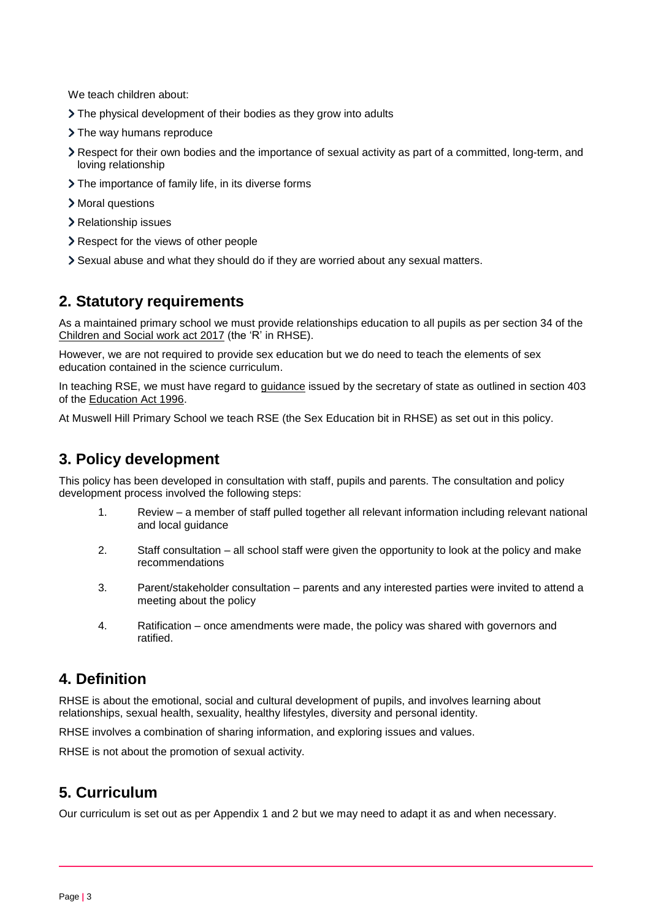We teach children about:

- The physical development of their bodies as they grow into adults
- The way humans reproduce
- Respect for their own bodies and the importance of sexual activity as part of a committed, long-term, and loving relationship
- The importance of family life, in its diverse forms
- Moral questions
- Relationship issues
- Respect for the views of other people
- Sexual abuse and what they should do if they are worried about any sexual matters.

## 2. Statutory requirements

As a maintained primary school we must provide relationships education to all pupils as per section 34 of the Children and Social work act 2017 (the 'R' in RHSE).

However, we are not required to provide sex education but we do need to teach the elements of sex education contained in the science curriculum.

In teaching RSE, we must have regard to guidance issued by the secretary of state as outlined in section 403 of the Education Act 1996.

At Muswell Hill Primary School we teach RSE (the Sex Education bit in RHSE) as set out in this policy.

## 3. Policy development

This policy has been developed in consultation with staff, pupils and parents. The consultation and policy development process involved the following steps:

1. Review – a member of staff pulled together all relevant information including relevant national and local guidance
2. Staff consultation – all school staff were given the opportunity to look at the policy and make recommendations
3. Parent/stakeholder consultation – parents and any interested parties were invited to attend a meeting about the policy
4. Ratification – once amendments were made, the policy was shared with governors and ratified.

## 4. Definition

RHSE is about the emotional, social and cultural development of pupils, and involves learning about relationships, sexual health, sexuality, healthy lifestyles, diversity and personal identity.

RHSE involves a combination of sharing information, and exploring issues and values.

RHSE is not about the promotion of sexual activity.

## 5. Curriculum

Our curriculum is set out as per Appendix 1 and 2 but we may need to adapt it as and when necessary.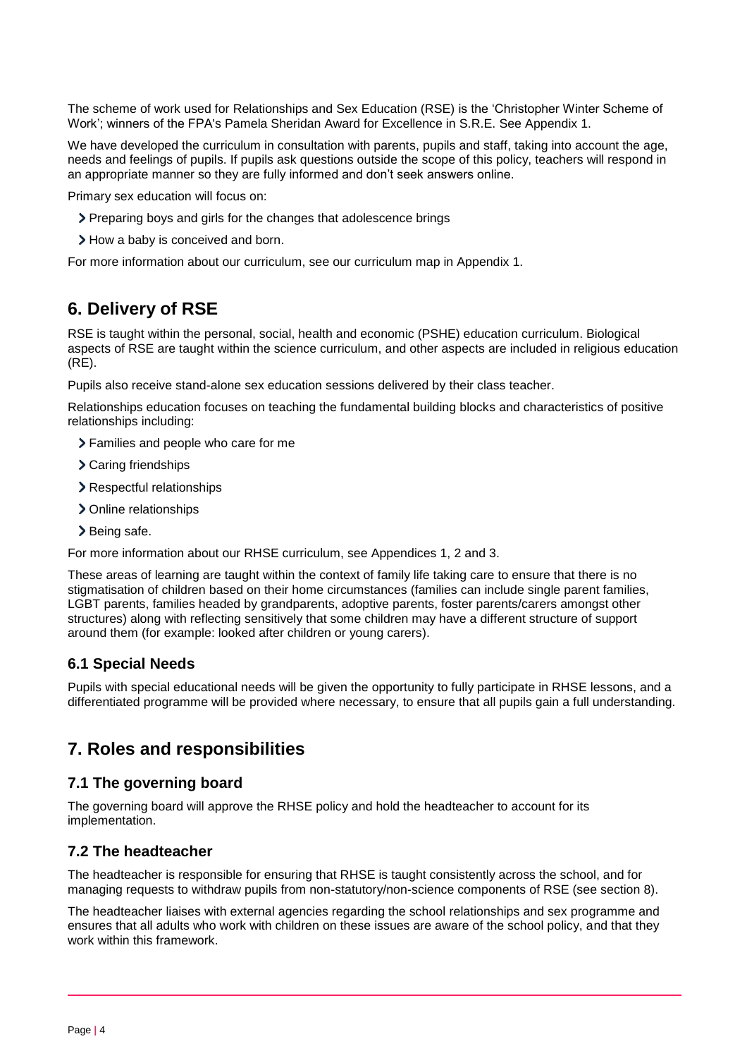The scheme of work used for Relationships and Sex Education (RSE) is the 'Christopher Winter Scheme of Work'; winners of the FPA's Pamela Sheridan Award for Excellence in S.R.E. See Appendix 1.

We have developed the curriculum in consultation with parents, pupils and staff, taking into account the age, needs and feelings of pupils. If pupils ask questions outside the scope of this policy, teachers will respond in an appropriate manner so they are fully informed and don't seek answers online.

Primary sex education will focus on:

- Preparing boys and girls for the changes that adolescence brings
- How a baby is conceived and born.

For more information about our curriculum, see our curriculum map in Appendix 1.

## 6. Delivery of RSE

RSE is taught within the personal, social, health and economic (PSHE) education curriculum. Biological aspects of RSE are taught within the science curriculum, and other aspects are included in religious education (RE).

Pupils also receive stand-alone sex education sessions delivered by their class teacher.

Relationships education focuses on teaching the fundamental building blocks and characteristics of positive relationships including:

- Families and people who care for me
- Caring friendships
- Respectful relationships
- Online relationships
- Being safe.

For more information about our RHSE curriculum, see Appendices 1, 2 and 3.

These areas of learning are taught within the context of family life taking care to ensure that there is no stigmatisation of children based on their home circumstances (families can include single parent families, LGBT parents, families headed by grandparents, adoptive parents, foster parents/carers amongst other structures) along with reflecting sensitively that some children may have a different structure of support around them (for example: looked after children or young carers).

### 6.1 Special Needs

Pupils with special educational needs will be given the opportunity to fully participate in RHSE lessons, and a differentiated programme will be provided where necessary, to ensure that all pupils gain a full understanding.

## 7. Roles and responsibilities

### 7.1 The governing board

The governing board will approve the RHSE policy and hold the headteacher to account for its implementation.

### 7.2 The headteacher

The headteacher is responsible for ensuring that RHSE is taught consistently across the school, and for managing requests to withdraw pupils from non-statutory/non-science components of RSE (see section 8).

The headteacher liaises with external agencies regarding the school relationships and sex programme and ensures that all adults who work with children on these issues are aware of the school policy, and that they work within this framework.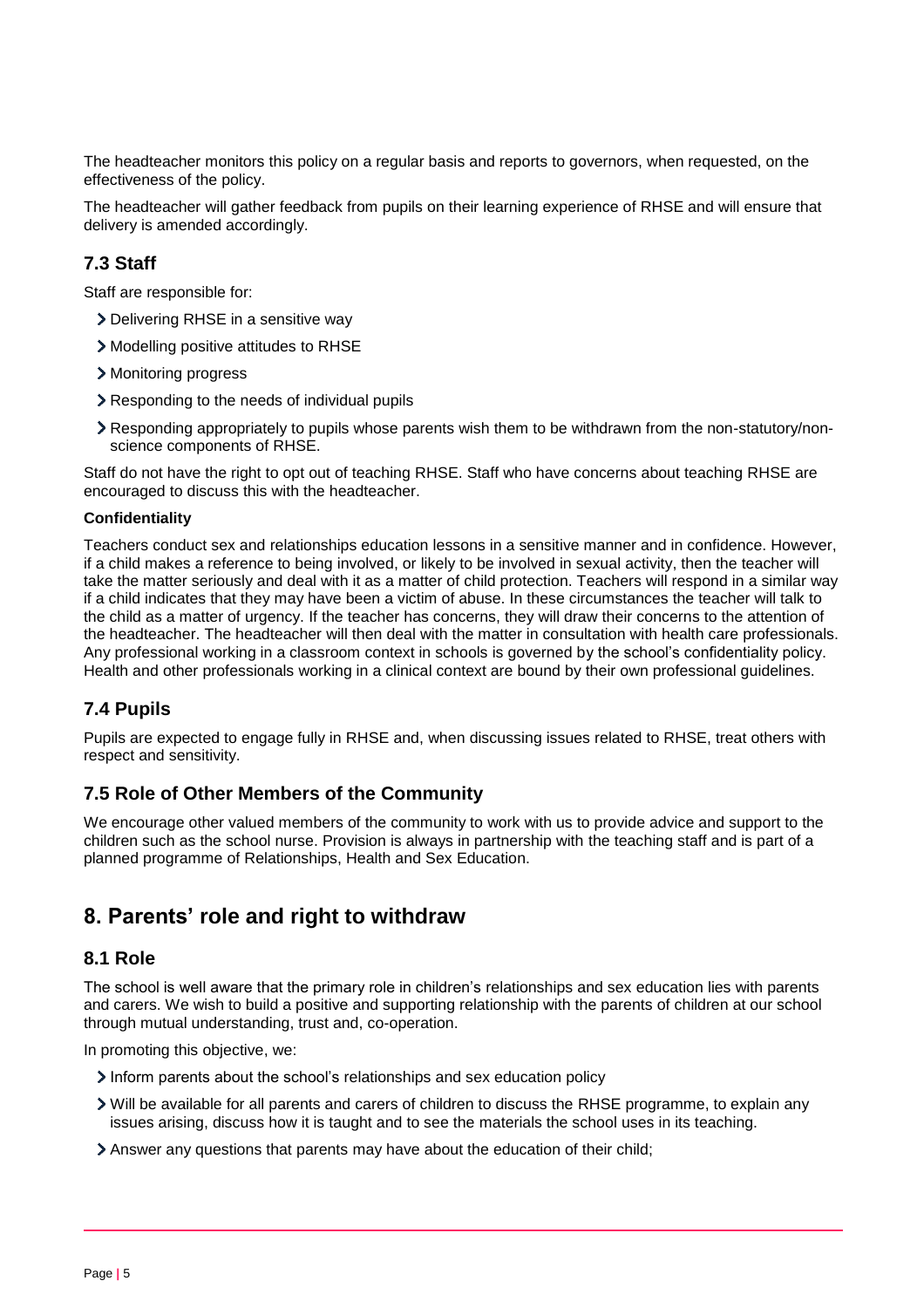The headteacher monitors this policy on a regular basis and reports to governors, when requested, on the effectiveness of the policy.

The headteacher will gather feedback from pupils on their learning experience of RHSE and will ensure that delivery is amended accordingly.

### 7.3 Staff

Staff are responsible for:

- Delivering RHSE in a sensitive way
- Modelling positive attitudes to RHSE
- Monitoring progress
- Responding to the needs of individual pupils
- Responding appropriately to pupils whose parents wish them to be withdrawn from the non-statutory/non-science components of RHSE.

Staff do not have the right to opt out of teaching RHSE. Staff who have concerns about teaching RHSE are encouraged to discuss this with the headteacher.

**Confidentiality**

Teachers conduct sex and relationships education lessons in a sensitive manner and in confidence. However, if a child makes a reference to being involved, or likely to be involved in sexual activity, then the teacher will take the matter seriously and deal with it as a matter of child protection. Teachers will respond in a similar way if a child indicates that they may have been a victim of abuse. In these circumstances the teacher will talk to the child as a matter of urgency. If the teacher has concerns, they will draw their concerns to the attention of the headteacher. The headteacher will then deal with the matter in consultation with health care professionals. Any professional working in a classroom context in schools is governed by the school's confidentiality policy. Health and other professionals working in a clinical context are bound by their own professional guidelines.

### 7.4 Pupils

Pupils are expected to engage fully in RHSE and, when discussing issues related to RHSE, treat others with respect and sensitivity.

### 7.5 Role of Other Members of the Community

We encourage other valued members of the community to work with us to provide advice and support to the children such as the school nurse. Provision is always in partnership with the teaching staff and is part of a planned programme of Relationships, Health and Sex Education.

## 8. Parents' role and right to withdraw

### 8.1 Role

The school is well aware that the primary role in children's relationships and sex education lies with parents and carers. We wish to build a positive and supporting relationship with the parents of children at our school through mutual understanding, trust and, co-operation.

In promoting this objective, we:

- Inform parents about the school's relationships and sex education policy
- Will be available for all parents and carers of children to discuss the RHSE programme, to explain any issues arising, discuss how it is taught and to see the materials the school uses in its teaching.
- Answer any questions that parents may have about the education of their child;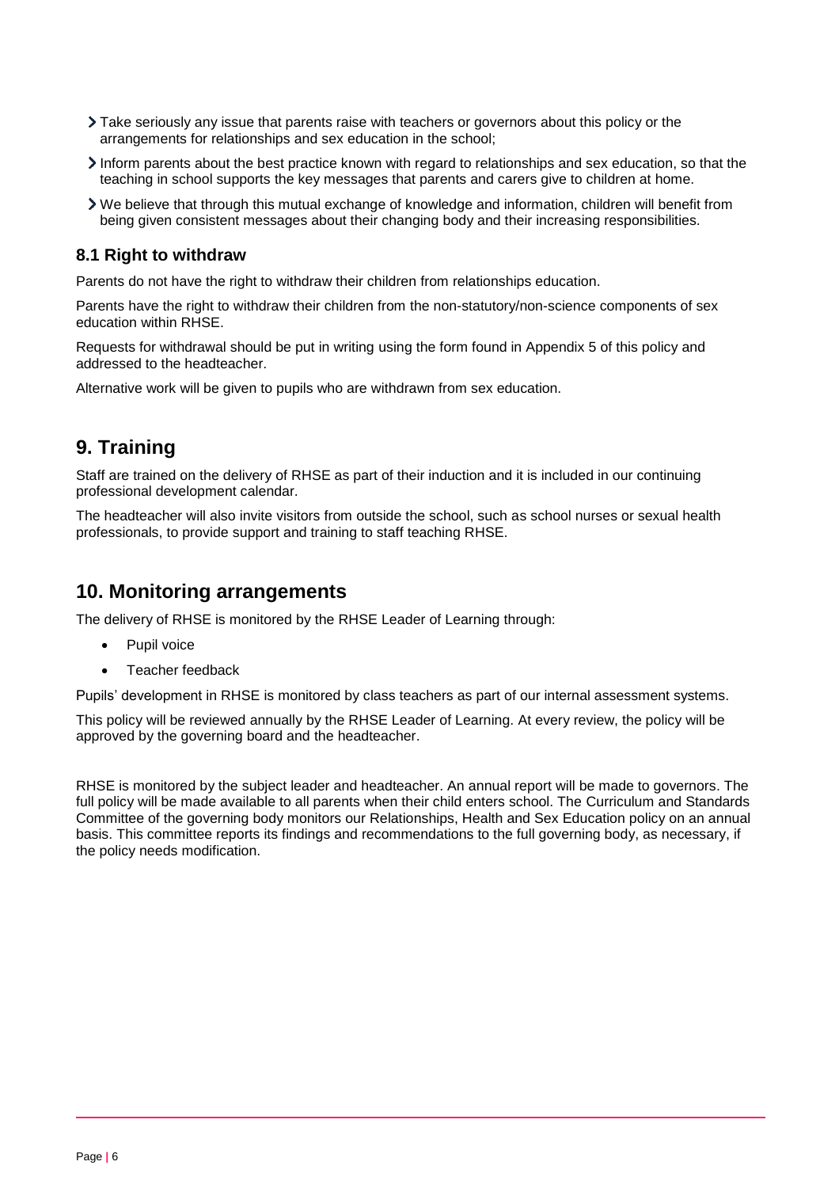- Take seriously any issue that parents raise with teachers or governors about this policy or the arrangements for relationships and sex education in the school;
- Inform parents about the best practice known with regard to relationships and sex education, so that the teaching in school supports the key messages that parents and carers give to children at home.
- We believe that through this mutual exchange of knowledge and information, children will benefit from being given consistent messages about their changing body and their increasing responsibilities.

### 8.1 Right to withdraw

Parents do not have the right to withdraw their children from relationships education.

Parents have the right to withdraw their children from the non-statutory/non-science components of sex education within RHSE.

Requests for withdrawal should be put in writing using the form found in Appendix 5 of this policy and addressed to the headteacher.

Alternative work will be given to pupils who are withdrawn from sex education.

## 9. Training

Staff are trained on the delivery of RHSE as part of their induction and it is included in our continuing professional development calendar.

The headteacher will also invite visitors from outside the school, such as school nurses or sexual health professionals, to provide support and training to staff teaching RHSE.

## 10. Monitoring arrangements

The delivery of RHSE is monitored by the RHSE Leader of Learning through:

- Pupil voice
- Teacher feedback

Pupils' development in RHSE is monitored by class teachers as part of our internal assessment systems.

This policy will be reviewed annually by the RHSE Leader of Learning. At every review, the policy will be approved by the governing board and the headteacher.

RHSE is monitored by the subject leader and headteacher. An annual report will be made to governors. The full policy will be made available to all parents when their child enters school. The Curriculum and Standards Committee of the governing body monitors our Relationships, Health and Sex Education policy on an annual basis. This committee reports its findings and recommendations to the full governing body, as necessary, if the policy needs modification.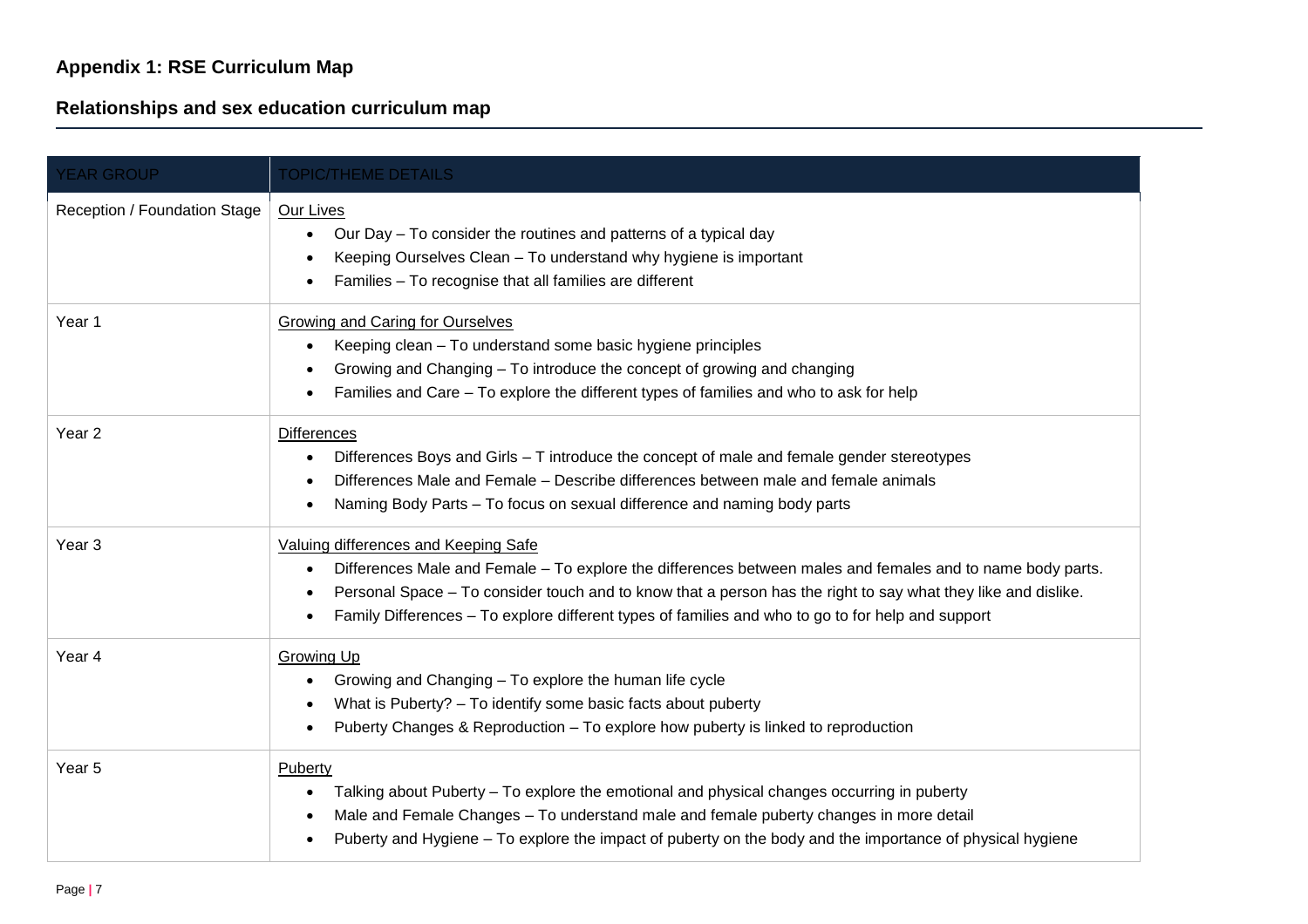## Appendix 1: RSE Curriculum Map

## Relationships and sex education curriculum map

| YEAR GROUP | TOPIC/THEME DETAILS |
|---|---|
| Reception / Foundation Stage | <u>Our Lives</u><br>• Our Day – To consider the routines and patterns of a typical day<br>• Keeping Ourselves Clean – To understand why hygiene is important<br>• Families – To recognise that all families are different |
| Year 1 | <u>Growing and Caring for Ourselves</u><br>• Keeping clean – To understand some basic hygiene principles<br>• Growing and Changing – To introduce the concept of growing and changing<br>• Families and Care – To explore the different types of families and who to ask for help |
| Year 2 | <u>Differences</u><br>• Differences Boys and Girls – T introduce the concept of male and female gender stereotypes<br>• Differences Male and Female – Describe differences between male and female animals<br>• Naming Body Parts – To focus on sexual difference and naming body parts |
| Year 3 | <u>Valuing differences and Keeping Safe</u><br>• Differences Male and Female – To explore the differences between males and females and to name body parts.<br>• Personal Space – To consider touch and to know that a person has the right to say what they like and dislike.<br>• Family Differences – To explore different types of families and who to go to for help and support |
| Year 4 | <u>Growing Up</u><br>• Growing and Changing – To explore the human life cycle<br>• What is Puberty? – To identify some basic facts about puberty<br>• Puberty Changes & Reproduction – To explore how puberty is linked to reproduction |
| Year 5 | <u>Puberty</u><br>• Talking about Puberty – To explore the emotional and physical changes occurring in puberty<br>• Male and Female Changes – To understand male and female puberty changes in more detail<br>• Puberty and Hygiene – To explore the impact of puberty on the body and the importance of physical hygiene |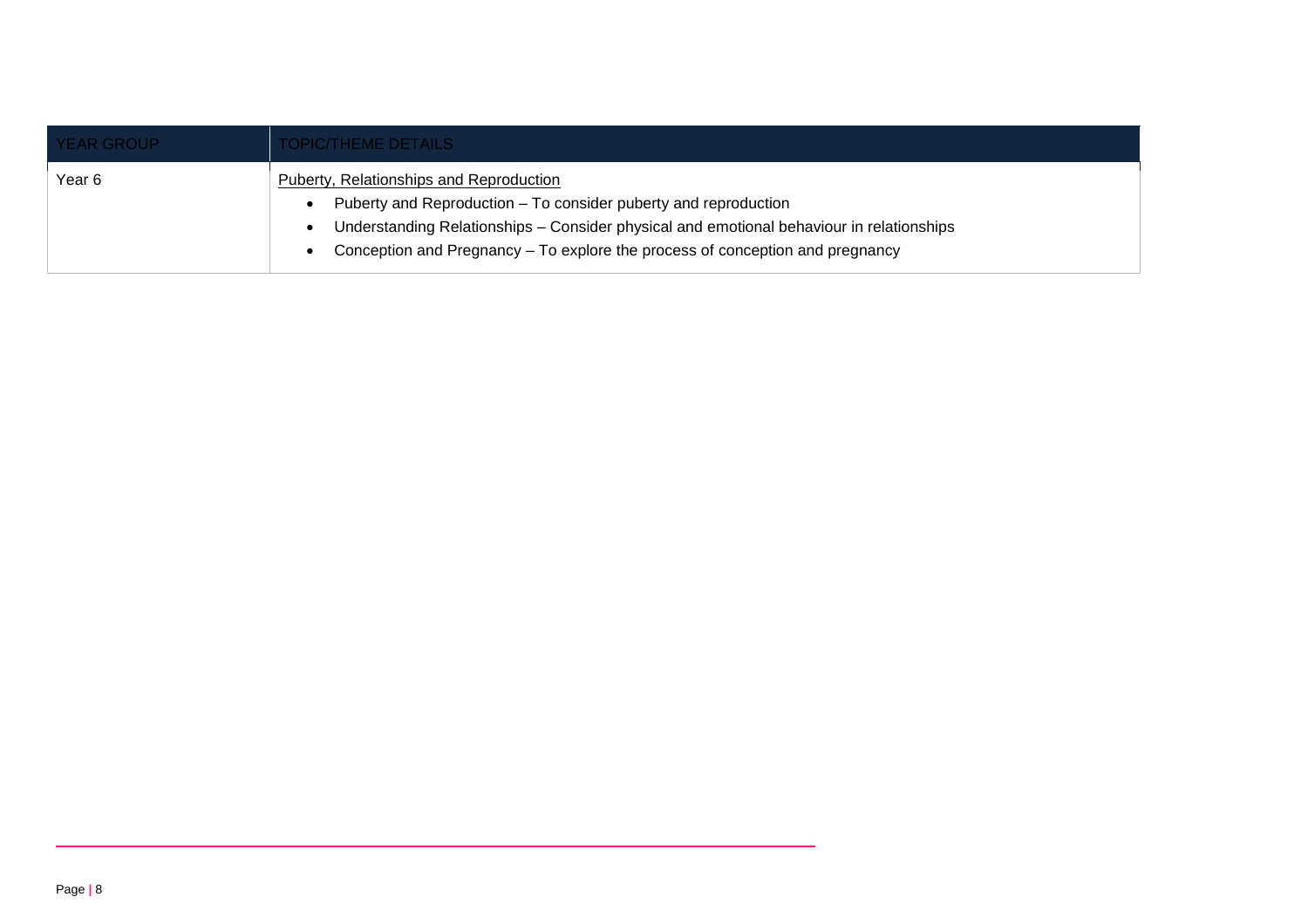| YEAR GROUP | TOPIC/THEME DETAILS |
| --- | --- |
| Year 6 | Puberty, Relationships and Reproduction<br>• Puberty and Reproduction – To consider puberty and reproduction<br>• Understanding Relationships – Consider physical and emotional behaviour in relationships<br>• Conception and Pregnancy – To explore the process of conception and pregnancy |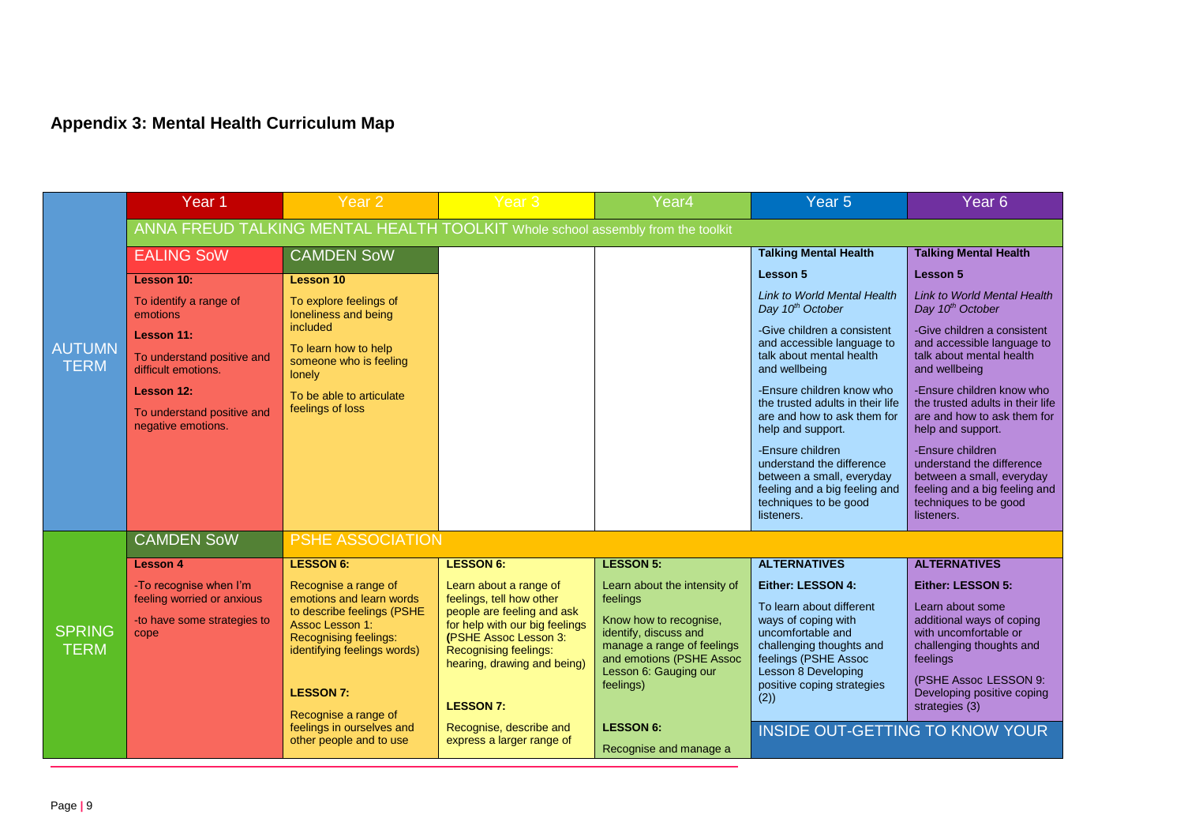## Appendix 3: Mental Health Curriculum Map

| | Year 1 | Year 2 | Year 3 | Year4 | Year 5 | Year 6 |
|---|---|---|---|---|---|---|
| AUTUMN TERM | ANNA FREUD TALKING MENTAL HEALTH TOOLKIT Whole school assembly from the toolkit | | | | | |
| | EALING SoW | CAMDEN SoW | | | **Talking Mental Health** | **Talking Mental Health** |
| | **Lesson 10:**<br>To identify a range of emotions<br>**Lesson 11:**<br>To understand positive and difficult emotions.<br>**Lesson 12:**<br>To understand positive and negative emotions. | **Lesson 10**<br>To explore feelings of loneliness and being included<br>To learn how to help someone who is feeling lonely<br>To be able to articulate feelings of loss | | | **Lesson 5**<br>*Link to World Mental Health Day 10th October*<br>-Give children a consistent and accessible language to talk about mental health and wellbeing<br>-Ensure children know who the trusted adults in their life are and how to ask them for help and support.<br>-Ensure children understand the difference between a small, everyday feeling and a big feeling and techniques to be good listeners. | **Lesson 5**<br>*Link to World Mental Health Day 10th October*<br>-Give children a consistent and accessible language to talk about mental health and wellbeing<br>-Ensure children know who the trusted adults in their life are and how to ask them for help and support.<br>-Ensure children understand the difference between a small, everyday feeling and a big feeling and techniques to be good listeners. |
| SPRING TERM | CAMDEN SoW | PSHE ASSOCIATION | | | | |
| | **Lesson 4**<br>-To recognise when I'm feeling worried or anxious<br>-to have some strategies to cope | **LESSON 6:**<br>Recognise a range of emotions and learn words to describe feelings (PSHE Assoc Lesson 1: Recognising feelings: identifying feelings words)<br>**LESSON 7:**<br>Recognise a range of feelings in ourselves and other people and to use | **LESSON 6:**<br>Learn about a range of feelings, tell how other people are feeling and ask for help with our big feelings **(**PSHE Assoc Lesson 3: Recognising feelings: hearing, drawing and being)<br>**LESSON 7:**<br>Recognise, describe and express a larger range of | **LESSON 5:**<br>Learn about the intensity of feelings<br>Know how to recognise, identify, discuss and manage a range of feelings and emotions (PSHE Assoc Lesson 6: Gauging our feelings)<br>**LESSON 6:**<br>Recognise and manage a | **ALTERNATIVES**<br>**Either: LESSON 4:**<br>To learn about different ways of coping with uncomfortable and challenging thoughts and feelings (PSHE Assoc Lesson 8 Developing positive coping strategies (2))<br>INSIDE OUT-GETTING TO KNOW YOUR | **ALTERNATIVES**<br>**Either: LESSON 5:**<br>Learn about some additional ways of coping with uncomfortable or challenging thoughts and feelings<br>(PSHE Assoc LESSON 9: Developing positive coping strategies (3)) |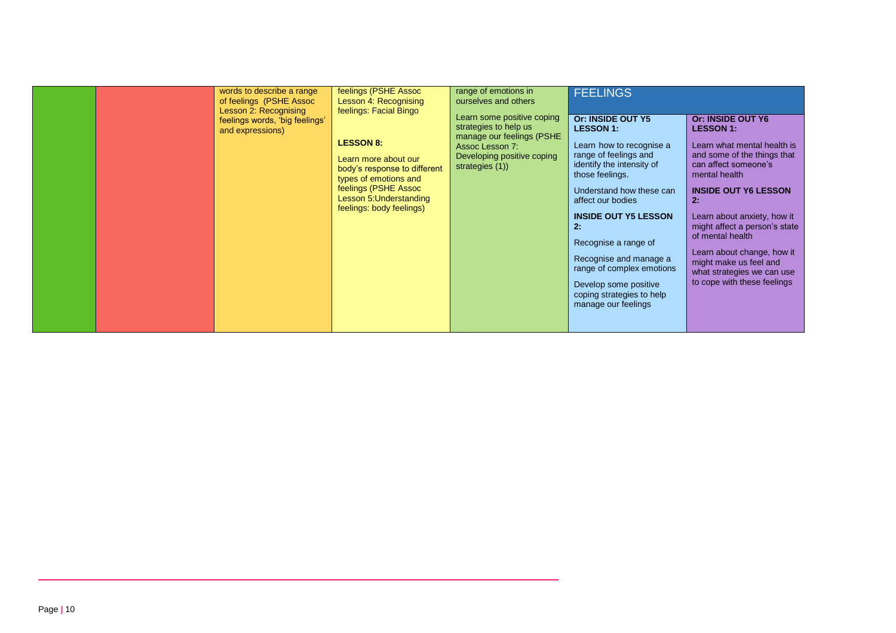| | | | | | | |
|---|---|---|---|---|---|---|
| | | words to describe a range of feelings (PSHE Assoc Lesson 2: Recognising feelings words, 'big feelings' and expressions) | feelings (PSHE Assoc Lesson 4: Recognising feelings: Facial Bingo<br><br>**LESSON 8:**<br><br>Learn more about our body's response to different types of emotions and feelings (PSHE Assoc Lesson 5:Understanding feelings: body feelings) | range of emotions in ourselves and others<br><br>Learn some positive coping strategies to help us manage our feelings (PSHE Assoc Lesson 7: Developing positive coping strategies (1)) | FEELINGS<br><br>**Or: INSIDE OUT Y5 LESSON 1:**<br><br>Learn how to recognise a range of feelings and identify the intensity of those feelings.<br><br>Understand how these can affect our bodies<br><br>**INSIDE OUT Y5 LESSON 2:**<br><br>Recognise a range of<br><br>Recognise and manage a range of complex emotions<br><br>Develop some positive coping strategies to help manage our feelings | **Or: INSIDE OUT Y6 LESSON 1:**<br><br>Learn what mental health is and some of the things that can affect someone's mental health<br><br>**INSIDE OUT Y6 LESSON 2:**<br><br>Learn about anxiety, how it might affect a person's state of mental health<br><br>Learn about change, how it might make us feel and what strategies we can use to cope with these feelings |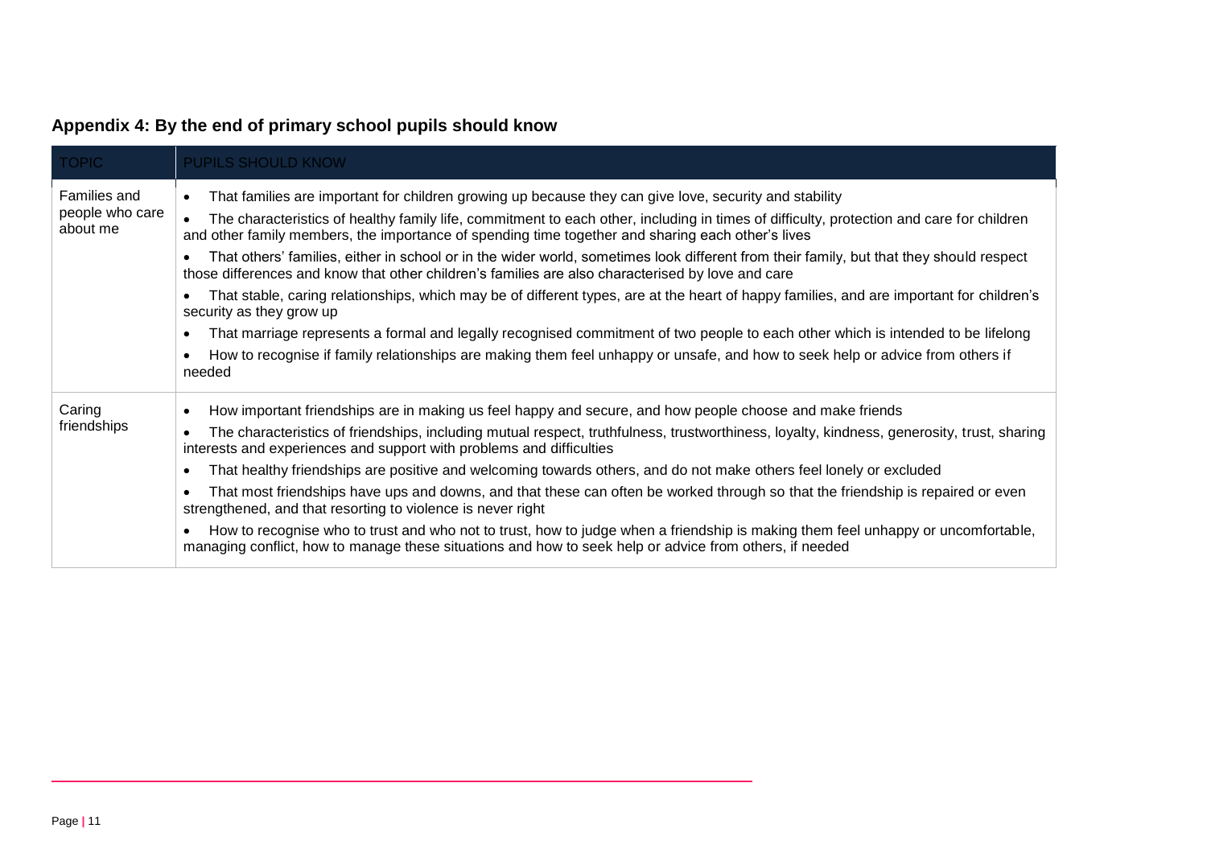### Appendix 4: By the end of primary school pupils should know

| TOPIC | PUPILS SHOULD KNOW |
|---|---|
| Families and people who care about me | • That families are important for children growing up because they can give love, security and stability<br>• The characteristics of healthy family life, commitment to each other, including in times of difficulty, protection and care for children and other family members, the importance of spending time together and sharing each other's lives<br>• That others' families, either in school or in the wider world, sometimes look different from their family, but that they should respect those differences and know that other children's families are also characterised by love and care<br>• That stable, caring relationships, which may be of different types, are at the heart of happy families, and are important for children's security as they grow up<br>• That marriage represents a formal and legally recognised commitment of two people to each other which is intended to be lifelong<br>• How to recognise if family relationships are making them feel unhappy or unsafe, and how to seek help or advice from others if needed |
| Caring friendships | • How important friendships are in making us feel happy and secure, and how people choose and make friends<br>• The characteristics of friendships, including mutual respect, truthfulness, trustworthiness, loyalty, kindness, generosity, trust, sharing interests and experiences and support with problems and difficulties<br>• That healthy friendships are positive and welcoming towards others, and do not make others feel lonely or excluded<br>• That most friendships have ups and downs, and that these can often be worked through so that the friendship is repaired or even strengthened, and that resorting to violence is never right<br>• How to recognise who to trust and who not to trust, how to judge when a friendship is making them feel unhappy or uncomfortable, managing conflict, how to manage these situations and how to seek help or advice from others, if needed |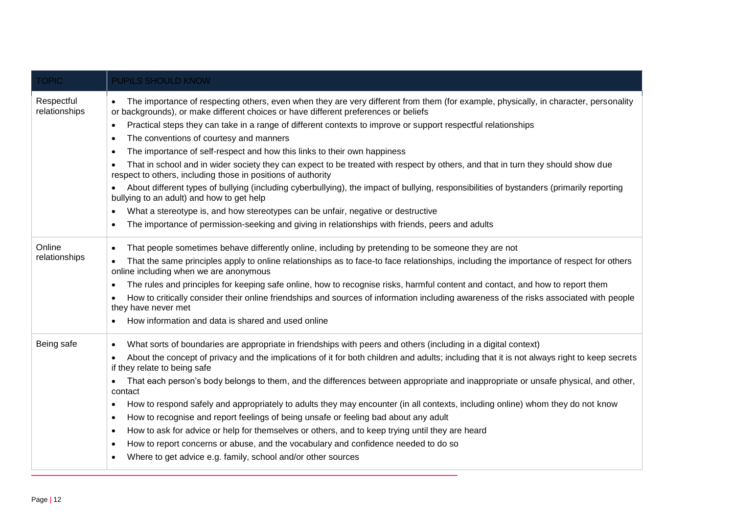| TOPIC | PUPILS SHOULD KNOW |
| --- | --- |
| Respectful relationships | • The importance of respecting others, even when they are very different from them (for example, physically, in character, personality or backgrounds), or make different choices or have different preferences or beliefs<br>• Practical steps they can take in a range of different contexts to improve or support respectful relationships<br>• The conventions of courtesy and manners<br>• The importance of self-respect and how this links to their own happiness<br>• That in school and in wider society they can expect to be treated with respect by others, and that in turn they should show due respect to others, including those in positions of authority<br>• About different types of bullying (including cyberbullying), the impact of bullying, responsibilities of bystanders (primarily reporting bullying to an adult) and how to get help<br>• What a stereotype is, and how stereotypes can be unfair, negative or destructive<br>• The importance of permission-seeking and giving in relationships with friends, peers and adults |
| Online relationships | • That people sometimes behave differently online, including by pretending to be someone they are not<br>• That the same principles apply to online relationships as to face-to face relationships, including the importance of respect for others online including when we are anonymous<br>• The rules and principles for keeping safe online, how to recognise risks, harmful content and contact, and how to report them<br>• How to critically consider their online friendships and sources of information including awareness of the risks associated with people they have never met<br>• How information and data is shared and used online |
| Being safe | • What sorts of boundaries are appropriate in friendships with peers and others (including in a digital context)<br>• About the concept of privacy and the implications of it for both children and adults; including that it is not always right to keep secrets if they relate to being safe<br>• That each person's body belongs to them, and the differences between appropriate and inappropriate or unsafe physical, and other, contact<br>• How to respond safely and appropriately to adults they may encounter (in all contexts, including online) whom they do not know<br>• How to recognise and report feelings of being unsafe or feeling bad about any adult<br>• How to ask for advice or help for themselves or others, and to keep trying until they are heard<br>• How to report concerns or abuse, and the vocabulary and confidence needed to do so<br>• Where to get advice e.g. family, school and/or other sources |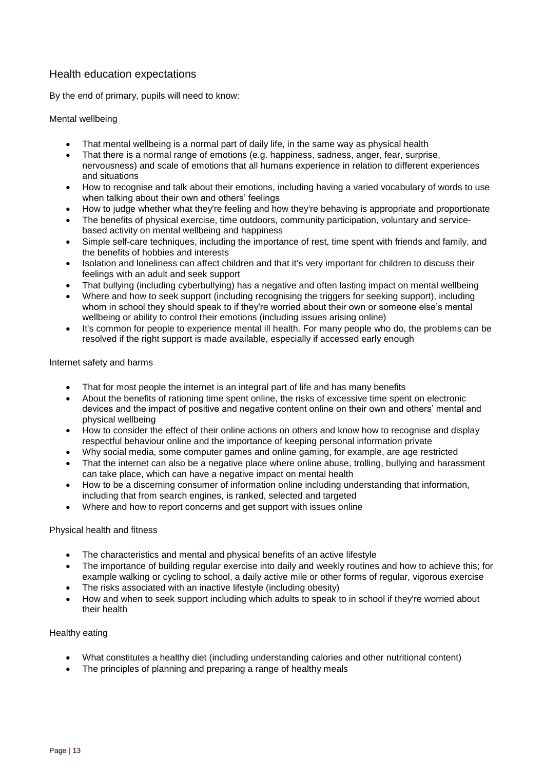## Health education expectations

By the end of primary, pupils will need to know:

### Mental wellbeing

- That mental wellbeing is a normal part of daily life, in the same way as physical health
- That there is a normal range of emotions (e.g. happiness, sadness, anger, fear, surprise, nervousness) and scale of emotions that all humans experience in relation to different experiences and situations
- How to recognise and talk about their emotions, including having a varied vocabulary of words to use when talking about their own and others' feelings
- How to judge whether what they're feeling and how they're behaving is appropriate and proportionate
- The benefits of physical exercise, time outdoors, community participation, voluntary and service-based activity on mental wellbeing and happiness
- Simple self-care techniques, including the importance of rest, time spent with friends and family, and the benefits of hobbies and interests
- Isolation and loneliness can affect children and that it's very important for children to discuss their feelings with an adult and seek support
- That bullying (including cyberbullying) has a negative and often lasting impact on mental wellbeing
- Where and how to seek support (including recognising the triggers for seeking support), including whom in school they should speak to if they're worried about their own or someone else's mental wellbeing or ability to control their emotions (including issues arising online)
- It's common for people to experience mental ill health. For many people who do, the problems can be resolved if the right support is made available, especially if accessed early enough

### Internet safety and harms

- That for most people the internet is an integral part of life and has many benefits
- About the benefits of rationing time spent online, the risks of excessive time spent on electronic devices and the impact of positive and negative content online on their own and others' mental and physical wellbeing
- How to consider the effect of their online actions on others and know how to recognise and display respectful behaviour online and the importance of keeping personal information private
- Why social media, some computer games and online gaming, for example, are age restricted
- That the internet can also be a negative place where online abuse, trolling, bullying and harassment can take place, which can have a negative impact on mental health
- How to be a discerning consumer of information online including understanding that information, including that from search engines, is ranked, selected and targeted
- Where and how to report concerns and get support with issues online

### Physical health and fitness

- The characteristics and mental and physical benefits of an active lifestyle
- The importance of building regular exercise into daily and weekly routines and how to achieve this; for example walking or cycling to school, a daily active mile or other forms of regular, vigorous exercise
- The risks associated with an inactive lifestyle (including obesity)
- How and when to seek support including which adults to speak to in school if they're worried about their health

### Healthy eating

- What constitutes a healthy diet (including understanding calories and other nutritional content)
- The principles of planning and preparing a range of healthy meals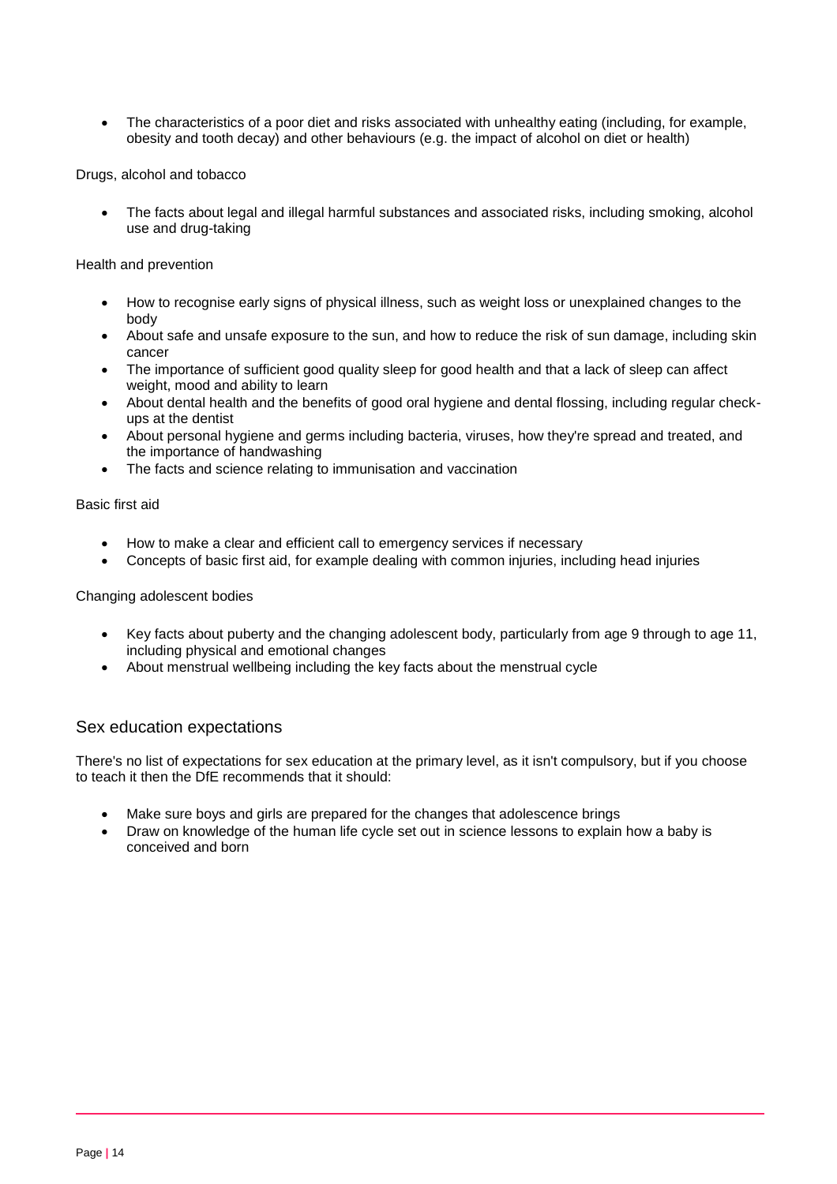- The characteristics of a poor diet and risks associated with unhealthy eating (including, for example, obesity and tooth decay) and other behaviours (e.g. the impact of alcohol on diet or health)

Drugs, alcohol and tobacco

- The facts about legal and illegal harmful substances and associated risks, including smoking, alcohol use and drug-taking

Health and prevention

- How to recognise early signs of physical illness, such as weight loss or unexplained changes to the body
- About safe and unsafe exposure to the sun, and how to reduce the risk of sun damage, including skin cancer
- The importance of sufficient good quality sleep for good health and that a lack of sleep can affect weight, mood and ability to learn
- About dental health and the benefits of good oral hygiene and dental flossing, including regular check-ups at the dentist
- About personal hygiene and germs including bacteria, viruses, how they're spread and treated, and the importance of handwashing
- The facts and science relating to immunisation and vaccination

Basic first aid

- How to make a clear and efficient call to emergency services if necessary
- Concepts of basic first aid, for example dealing with common injuries, including head injuries

Changing adolescent bodies

- Key facts about puberty and the changing adolescent body, particularly from age 9 through to age 11, including physical and emotional changes
- About menstrual wellbeing including the key facts about the menstrual cycle

## Sex education expectations

There's no list of expectations for sex education at the primary level, as it isn't compulsory, but if you choose to teach it then the DfE recommends that it should:

- Make sure boys and girls are prepared for the changes that adolescence brings
- Draw on knowledge of the human life cycle set out in science lessons to explain how a baby is conceived and born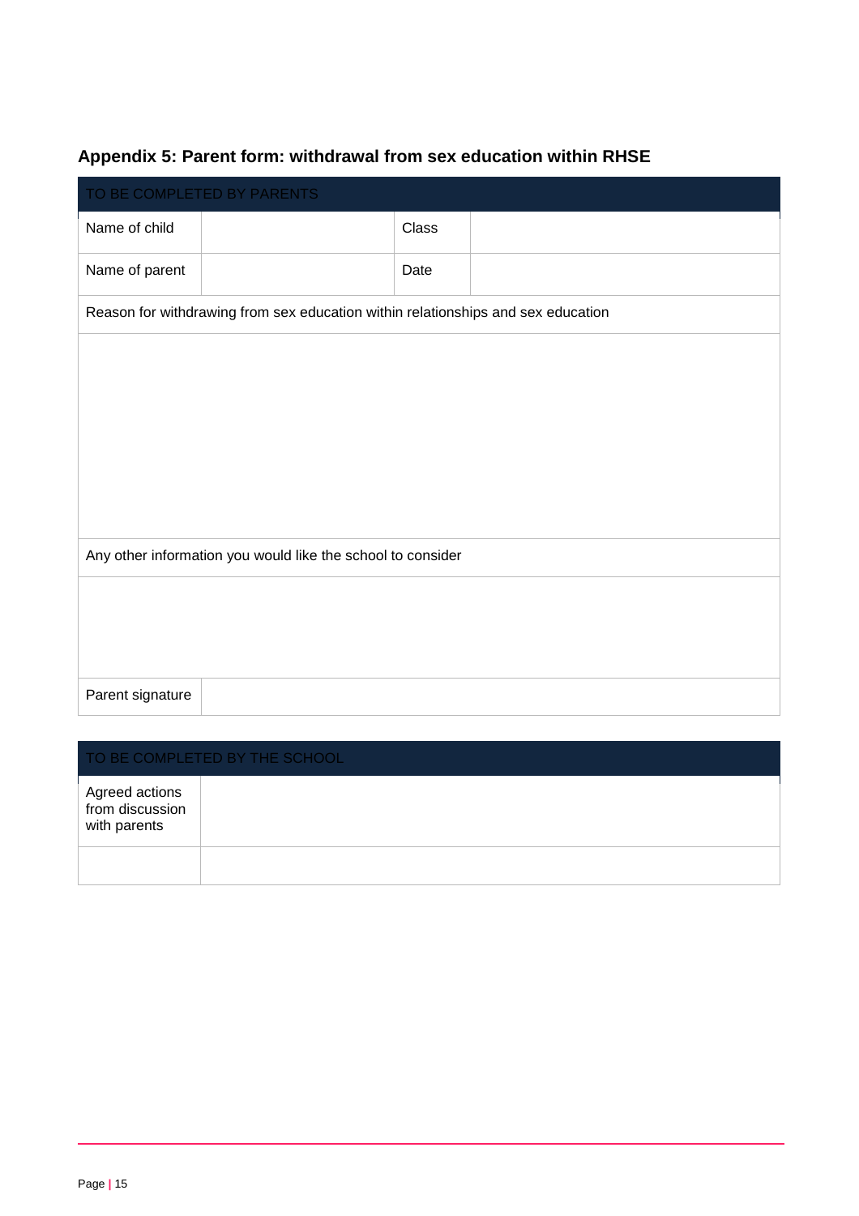## Appendix 5: Parent form: withdrawal from sex education within RHSE

| TO BE COMPLETED BY PARENTS | | | |
|---|---|---|---|
| Name of child | | Class | |
| Name of parent | | Date | |
| Reason for withdrawing from sex education within relationships and sex education | | | |
| | | | |
| Any other information you would like the school to consider | | | |
| | | | |
| Parent signature | | | |

| TO BE COMPLETED BY THE SCHOOL | |
|---|---|
| Agreed actions from discussion with parents | |
| | |